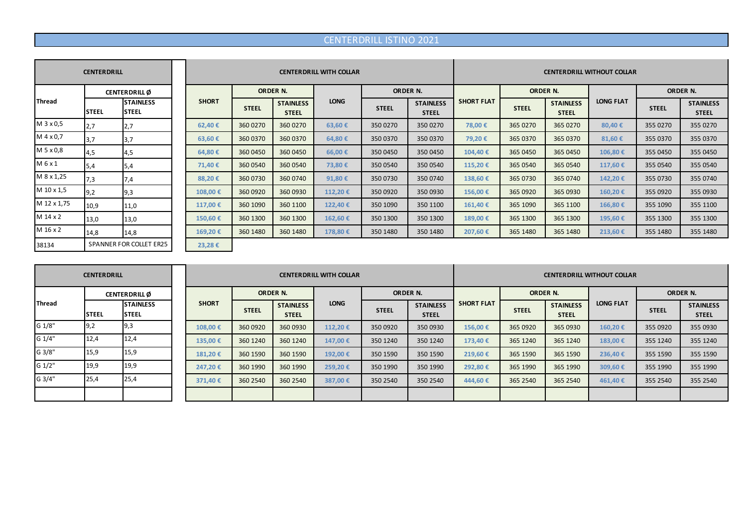# CENTERDRILL ISTINO 2021

| CENTERDRILL | | | CENTERDRILL WITH COLLAR | | | | | | CENTERDRILL WITHOUT COLLAR | | | | | |
|---|---|---|---|---|---|---|---|---|---|---|---|---|---|---|
| Thread | CENTERDRILL Ø | | SHORT | ORDER N. | | LONG | ORDER N. | | SHORT FLAT | ORDER N. | | LONG FLAT | ORDER N. | |
| | STEEL | STAINLESS STEEL | | STEEL | STAINLESS STEEL | | STEEL | STAINLESS STEEL | | STEEL | STAINLESS STEEL | | STEEL | STAINLESS STEEL |
| M 3 x 0,5 | 2,7 | 2,7 | 62,40 € | 360 0270 | 360 0270 | 63,60 € | 350 0270 | 350 0270 | 78,00 € | 365 0270 | 365 0270 | 80,40 € | 355 0270 | 355 0270 |
| M 4 x 0,7 | 3,7 | 3,7 | 63,60 € | 360 0370 | 360 0370 | 64,80 € | 350 0370 | 350 0370 | 79,20 € | 365 0370 | 365 0370 | 81,60 € | 355 0370 | 355 0370 |
| M 5 x 0,8 | 4,5 | 4,5 | 64,80 € | 360 0450 | 360 0450 | 66,00 € | 350 0450 | 350 0450 | 104,40 € | 365 0450 | 365 0450 | 106,80 € | 355 0450 | 355 0450 |
| M 6 x 1 | 5,4 | 5,4 | 71,40 € | 360 0540 | 360 0540 | 73,80 € | 350 0540 | 350 0540 | 115,20 € | 365 0540 | 365 0540 | 117,60 € | 355 0540 | 355 0540 |
| M 8 x 1,25 | 7,3 | 7,4 | 88,20 € | 360 0730 | 360 0740 | 91,80 € | 350 0730 | 350 0740 | 138,60 € | 365 0730 | 365 0740 | 142,20 € | 355 0730 | 355 0740 |
| M 10 x 1,5 | 9,2 | 9,3 | 108,00 € | 360 0920 | 360 0930 | 112,20 € | 350 0920 | 350 0930 | 156,00 € | 365 0920 | 365 0930 | 160,20 € | 355 0920 | 355 0930 |
| M 12 x 1,75 | 10,9 | 11,0 | 117,00 € | 360 1090 | 360 1100 | 122,40 € | 350 1090 | 350 1100 | 161,40 € | 365 1090 | 365 1100 | 166,80 € | 355 1090 | 355 1100 |
| M 14 x 2 | 13,0 | 13,0 | 150,60 € | 360 1300 | 360 1300 | 162,60 € | 350 1300 | 350 1300 | 189,00 € | 365 1300 | 365 1300 | 195,60 € | 355 1300 | 355 1300 |
| M 16 x 2 | 14,8 | 14,8 | 169,20 € | 360 1480 | 360 1480 | 178,80 € | 350 1480 | 350 1480 | 207,60 € | 365 1480 | 365 1480 | 213,60 € | 355 1480 | 355 1480 |
| 38134 | SPANNER FOR COLLET ER25 | | 23,28 € | | | | | | | | | | | |

| CENTERDRILL | | | CENTERDRILL WITH COLLAR | | | | | | CENTERDRILL WITHOUT COLLAR | | | | | |
|---|---|---|---|---|---|---|---|---|---|---|---|---|---|---|
| Thread | CENTERDRILL Ø | | SHORT | ORDER N. | | LONG | ORDER N. | | SHORT FLAT | ORDER N. | | LONG FLAT | ORDER N. | |
| | STEEL | STAINLESS STEEL | | STEEL | STAINLESS STEEL | | STEEL | STAINLESS STEEL | | STEEL | STAINLESS STEEL | | STEEL | STAINLESS STEEL |
| G 1/8" | 9,2 | 9,3 | 108,00 € | 360 0920 | 360 0930 | 112,20 € | 350 0920 | 350 0930 | 156,00 € | 365 0920 | 365 0930 | 160,20 € | 355 0920 | 355 0930 |
| G 1/4" | 12,4 | 12,4 | 135,00 € | 360 1240 | 360 1240 | 147,00 € | 350 1240 | 350 1240 | 173,40 € | 365 1240 | 365 1240 | 183,00 € | 355 1240 | 355 1240 |
| G 3/8" | 15,9 | 15,9 | 181,20 € | 360 1590 | 360 1590 | 192,00 € | 350 1590 | 350 1590 | 219,60 € | 365 1590 | 365 1590 | 236,40 € | 355 1590 | 355 1590 |
| G 1/2" | 19,9 | 19,9 | 247,20 € | 360 1990 | 360 1990 | 259,20 € | 350 1990 | 350 1990 | 292,80 € | 365 1990 | 365 1990 | 309,60 € | 355 1990 | 355 1990 |
| G 3/4" | 25,4 | 25,4 | 371,40 € | 360 2540 | 360 2540 | 387,00 € | 350 2540 | 350 2540 | 444,60 € | 365 2540 | 365 2540 | 461,40 € | 355 2540 | 355 2540 |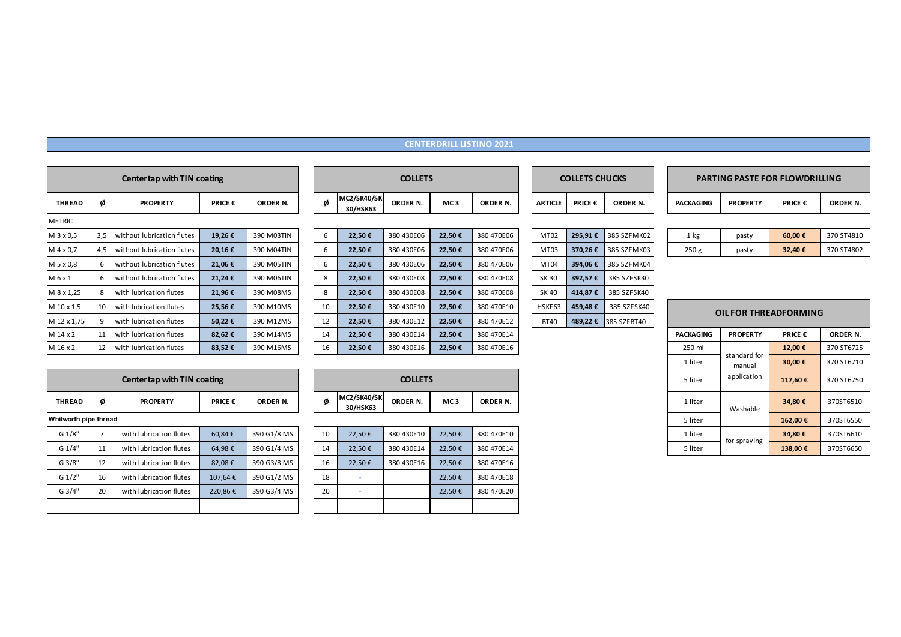# CENTERDRILL LISTINO 2021

## Centertap with TIN coating

| THREAD | Ø | PROPERTY | PRICE € | ORDER N. |
|---|---|---|---|---|
| METRIC | | | | |
| M 3 x 0,5 | 3,5 | without lubrication flutes | **19,26 €** | 390 M03TIN |
| M 4 x 0,7 | 4,5 | without lubrication flutes | **20,16 €** | 390 M04TIN |
| M 5 x 0,8 | 6 | without lubrication flutes | **21,06 €** | 390 M05TIN |
| M 6 x 1 | 6 | without lubrication flutes | **21,24 €** | 390 M06TIN |
| M 8 x 1,25 | 8 | with lubrication flutes | **21,96 €** | 390 M08MS |
| M 10 x 1,5 | 10 | with lubrication flutes | **25,56 €** | 390 M10MS |
| M 12 x 1,75 | 9 | with lubrication flutes | **50,22 €** | 390 M12MS |
| M 14 x 2 | 11 | with lubrication flutes | **82,62 €** | 390 M14MS |
| M 16 x 2 | 12 | with lubrication flutes | **83,52 €** | 390 M16MS |

## COLLETS

| Ø | MC2/SK40/SK 30/HSK63 | ORDER N. | MC 3 | ORDER N. |
|---|---|---|---|---|
| 6 | **22,50 €** | 380 430E06 | **22,50 €** | 380 470E06 |
| 6 | **22,50 €** | 380 430E06 | **22,50 €** | 380 470E06 |
| 6 | **22,50 €** | 380 430E06 | **22,50 €** | 380 470E06 |
| 8 | **22,50 €** | 380 430E08 | **22,50 €** | 380 470E08 |
| 8 | **22,50 €** | 380 430E08 | **22,50 €** | 380 470E08 |
| 10 | **22,50 €** | 380 430E10 | **22,50 €** | 380 470E10 |
| 12 | **22,50 €** | 380 430E12 | **22,50 €** | 380 470E12 |
| 14 | **22,50 €** | 380 430E14 | **22,50 €** | 380 470E14 |
| 16 | **22,50 €** | 380 430E16 | **22,50 €** | 380 470E16 |

## COLLETS CHUCKS

| ARTICLE | PRICE € | ORDER N. |
|---|---|---|
| MT02 | **295,91 €** | 385 SZFMK02 |
| MT03 | **370,26 €** | 385 SZFMK03 |
| MT04 | **394,06 €** | 385 SZFMK04 |
| SK 30 | **392,57 €** | 385 SZFSK30 |
| SK 40 | **414,87 €** | 385 SZFSK40 |
| HSKF63 | **459,48 €** | 385 SZFSK40 |
| BT40 | **489,22 €** | 385 SZFBT40 |

## PARTING PASTE FOR FLOWDRILLING

| PACKAGING | PROPERTY | PRICE € | ORDER N. |
|---|---|---|---|
| 1 kg | pasty | **60,00 €** | 370 ST4810 |
| 250 g | pasty | **32,40 €** | 370 ST4802 |

## OIL FOR THREADFORMING

| PACKAGING | PROPERTY | PRICE € | ORDER N. |
|---|---|---|---|
| 250 ml | standard for manual application | **12,00 €** | 370 ST6725 |
| 1 liter | | **30,00 €** | 370 ST6710 |
| 5 liter | | **117,60 €** | 370 ST6750 |
| 1 liter | Washable | **34,80 €** | 370ST6510 |
| 5 liter | | **162,00 €** | 370ST6550 |
| 1 liter | for spraying | **34,80 €** | 370ST6610 |
| 5 liter | | **138,00 €** | 370ST6650 |

## Centertap with TIN coating

| THREAD | Ø | PROPERTY | PRICE € | ORDER N. |
|---|---|---|---|---|
| **Whitworth pipe thread** | | | | |
| G 1/8" | 7 | with lubrication flutes | 60,84 € | 390 G1/8 MS |
| G 1/4" | 11 | with lubrication flutes | 64,98 € | 390 G1/4 MS |
| G 3/8" | 12 | with lubrication flutes | 82,08 € | 390 G3/8 MS |
| G 1/2" | 16 | with lubrication flutes | 107,64 € | 390 G1/2 MS |
| G 3/4" | 20 | with lubrication flutes | 220,86 € | 390 G3/4 MS |

## COLLETS

| Ø | MC2/SK40/SK 30/HSK63 | ORDER N. | MC 3 | ORDER N. |
|---|---|---|---|---|
| 10 | 22,50 € | 380 430E10 | 22,50 € | 380 470E10 |
| 14 | 22,50 € | 380 430E14 | 22,50 € | 380 470E14 |
| 16 | 22,50 € | 380 430E16 | 22,50 € | 380 470E16 |
| 18 | - | | 22,50 € | 380 470E18 |
| 20 | - | | 22,50 € | 380 470E20 |